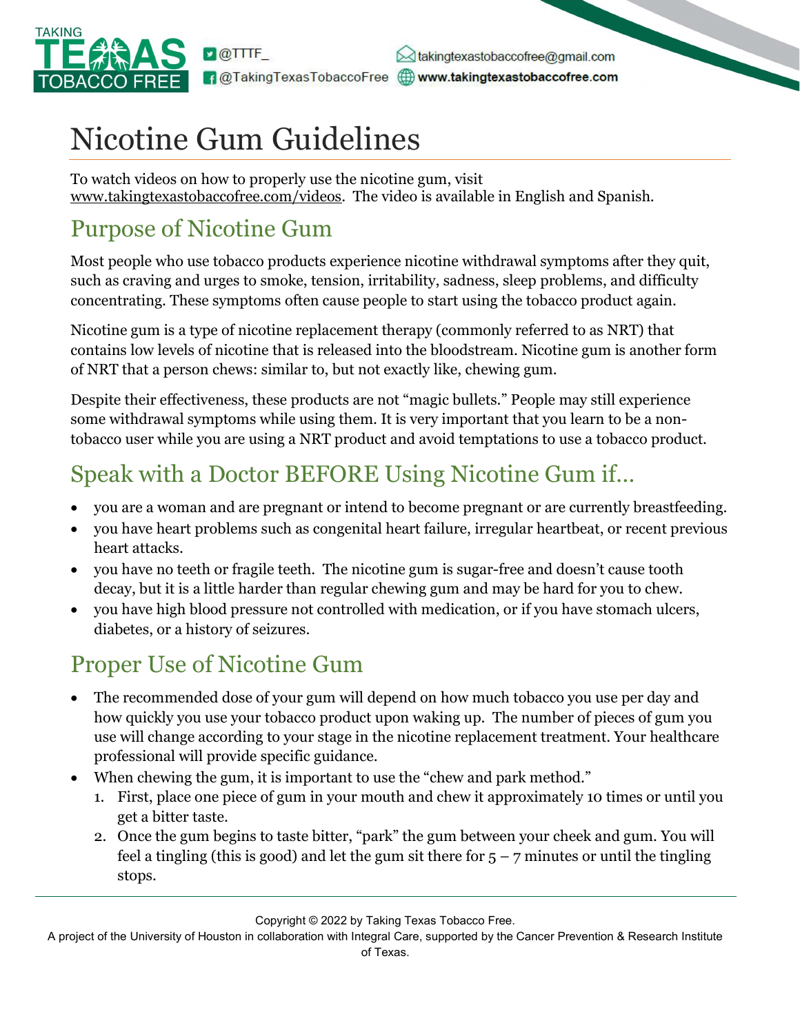TAKING TEXAS TOBACCO FREE

@TTTF_
@TakingTexasTobaccoFree
takingtexastobaccofree@gmail.com
www.takingtexastobaccofree.com

# Nicotine Gum Guidelines

To watch videos on how to properly use the nicotine gum, visit www.takingtexastobaccofree.com/videos. The video is available in English and Spanish.

## Purpose of Nicotine Gum

Most people who use tobacco products experience nicotine withdrawal symptoms after they quit, such as craving and urges to smoke, tension, irritability, sadness, sleep problems, and difficulty concentrating. These symptoms often cause people to start using the tobacco product again.

Nicotine gum is a type of nicotine replacement therapy (commonly referred to as NRT) that contains low levels of nicotine that is released into the bloodstream. Nicotine gum is another form of NRT that a person chews: similar to, but not exactly like, chewing gum.

Despite their effectiveness, these products are not "magic bullets." People may still experience some withdrawal symptoms while using them. It is very important that you learn to be a non-tobacco user while you are using a NRT product and avoid temptations to use a tobacco product.

## Speak with a Doctor BEFORE Using Nicotine Gum if…

- you are a woman and are pregnant or intend to become pregnant or are currently breastfeeding.
- you have heart problems such as congenital heart failure, irregular heartbeat, or recent previous heart attacks.
- you have no teeth or fragile teeth. The nicotine gum is sugar-free and doesn't cause tooth decay, but it is a little harder than regular chewing gum and may be hard for you to chew.
- you have high blood pressure not controlled with medication, or if you have stomach ulcers, diabetes, or a history of seizures.

## Proper Use of Nicotine Gum

- The recommended dose of your gum will depend on how much tobacco you use per day and how quickly you use your tobacco product upon waking up. The number of pieces of gum you use will change according to your stage in the nicotine replacement treatment. Your healthcare professional will provide specific guidance.
- When chewing the gum, it is important to use the "chew and park method."
  1. First, place one piece of gum in your mouth and chew it approximately 10 times or until you get a bitter taste.
  2. Once the gum begins to taste bitter, "park" the gum between your cheek and gum. You will feel a tingling (this is good) and let the gum sit there for 5 – 7 minutes or until the tingling stops.

Copyright © 2022 by Taking Texas Tobacco Free.
A project of the University of Houston in collaboration with Integral Care, supported by the Cancer Prevention & Research Institute of Texas.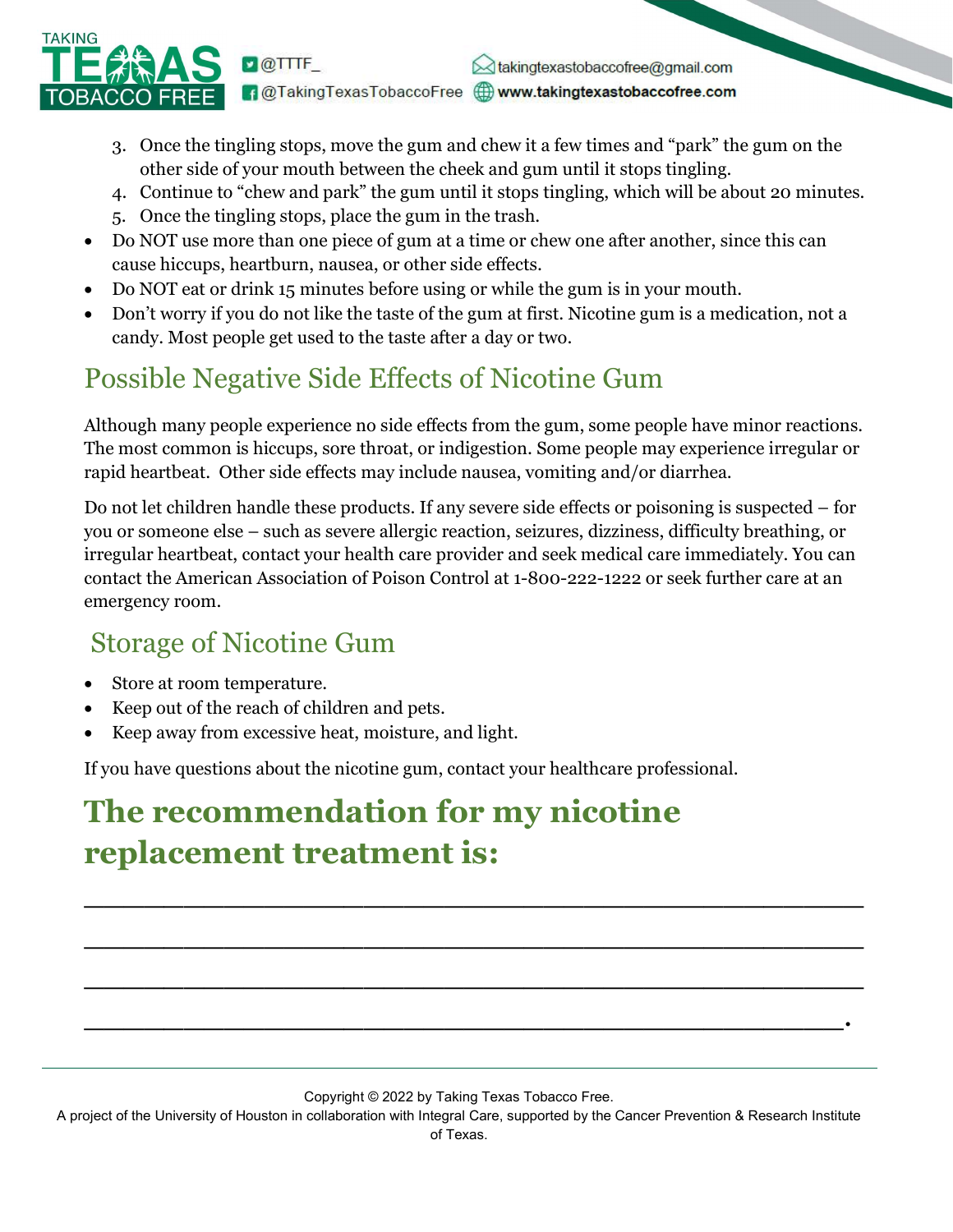3. Once the tingling stops, move the gum and chew it a few times and "park" the gum on the other side of your mouth between the cheek and gum until it stops tingling.
4. Continue to "chew and park" the gum until it stops tingling, which will be about 20 minutes.
5. Once the tingling stops, place the gum in the trash.

- Do NOT use more than one piece of gum at a time or chew one after another, since this can cause hiccups, heartburn, nausea, or other side effects.
- Do NOT eat or drink 15 minutes before using or while the gum is in your mouth.
- Don't worry if you do not like the taste of the gum at first. Nicotine gum is a medication, not a candy. Most people get used to the taste after a day or two.

## Possible Negative Side Effects of Nicotine Gum

Although many people experience no side effects from the gum, some people have minor reactions. The most common is hiccups, sore throat, or indigestion. Some people may experience irregular or rapid heartbeat. Other side effects may include nausea, vomiting and/or diarrhea.

Do not let children handle these products. If any severe side effects or poisoning is suspected – for you or someone else – such as severe allergic reaction, seizures, dizziness, difficulty breathing, or irregular heartbeat, contact your health care provider and seek medical care immediately. You can contact the American Association of Poison Control at 1-800-222-1222 or seek further care at an emergency room.

## Storage of Nicotine Gum

- Store at room temperature.
- Keep out of the reach of children and pets.
- Keep away from excessive heat, moisture, and light.

If you have questions about the nicotine gum, contact your healthcare professional.

# The recommendation for my nicotine replacement treatment is:

\_\_\_\_\_\_\_\_\_\_\_\_\_\_\_\_\_\_\_\_\_\_\_\_\_\_\_\_\_\_\_\_\_\_\_\_\_\_\_\_\_\_\_\_\_\_\_\_\_\_\_\_\_\_\_\_

\_\_\_\_\_\_\_\_\_\_\_\_\_\_\_\_\_\_\_\_\_\_\_\_\_\_\_\_\_\_\_\_\_\_\_\_\_\_\_\_\_\_\_\_\_\_\_\_\_\_\_\_\_\_\_\_

\_\_\_\_\_\_\_\_\_\_\_\_\_\_\_\_\_\_\_\_\_\_\_\_\_\_\_\_\_\_\_\_\_\_\_\_\_\_\_\_\_\_\_\_\_\_\_\_\_\_\_\_\_\_\_\_

\_\_\_\_\_\_\_\_\_\_\_\_\_\_\_\_\_\_\_\_\_\_\_\_\_\_\_\_\_\_\_\_\_\_\_\_\_\_\_\_\_\_\_\_\_\_\_\_\_\_\_\_\_\_\_.

Copyright © 2022 by Taking Texas Tobacco Free.
A project of the University of Houston in collaboration with Integral Care, supported by the Cancer Prevention & Research Institute of Texas.